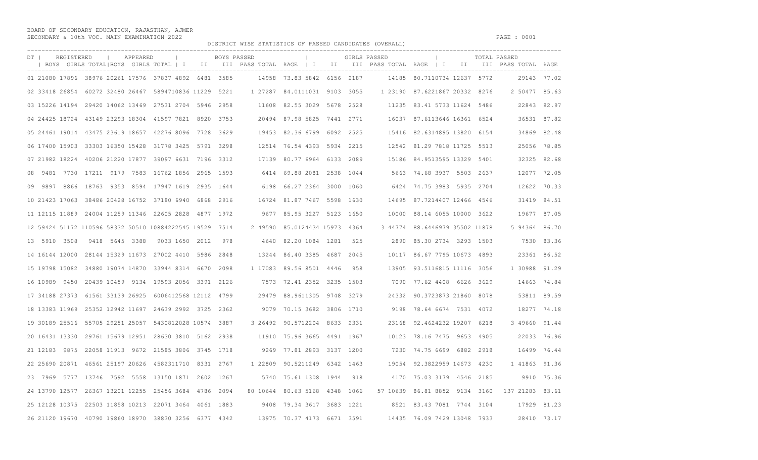BOARD OF SECONDARY EDUCATION, RAJASTHAN, AJMER
SECONDARY & 10th VOC. MAIN EXAMINATION 2022

DISTRICT WISE STATISTICS OF PASSED CANDIDATES (OVERALL)

| DT | REGISTERED | | | APPEARED | | | BOYS PASSED | | | | | | GIRLS PASSED | | | | | | TOTAL PASSED | | | | | |
|---|---|---|---|---|---|---|---|---|---|---|---|---|---|---|---|---|---|---|---|---|---|---|---|---|
| | BOYS | GIRLS | TOTAL | BOYS | GIRLS | TOTAL | I | II | III | PASS | TOTAL | %AGE | I | II | III | PASS | TOTAL | %AGE | I | II | III | PASS | TOTAL | %AGE |
| 01 | 21080 | 17896 | 38976 | 20261 | 17576 | 37837 | 4892 | 6481 | 3585 | | 14958 | 73.83 | 5842 | 6156 | 2187 | | 14185 | 80.71 | 10734 | 12637 | 5772 | | 29143 | 77.02 |
| 02 | 33418 | 26854 | 60272 | 32480 | 26467 | 58947 | 10836 | 11229 | 5221 | 1 | 27287 | 84.01 | 11031 | 9103 | 3055 | 1 | 23190 | 87.62 | 21867 | 20332 | 8276 | 2 | 50477 | 85.63 |
| 03 | 15226 | 14194 | 29420 | 14062 | 13469 | 27531 | 2704 | 5946 | 2958 | | 11608 | 82.55 | 3029 | 5678 | 2528 | | 11235 | 83.41 | 5733 | 11624 | 5486 | | 22843 | 82.97 |
| 04 | 24425 | 18724 | 43149 | 23293 | 18304 | 41597 | 7821 | 8920 | 3753 | | 20494 | 87.98 | 5825 | 7441 | 2771 | | 16037 | 87.61 | 13646 | 16361 | 6524 | | 36531 | 87.82 |
| 05 | 24461 | 19014 | 43475 | 23619 | 18657 | 42276 | 8096 | 7728 | 3629 | | 19453 | 82.36 | 6799 | 6092 | 2525 | | 15416 | 82.63 | 14895 | 13820 | 6154 | | 34869 | 82.48 |
| 06 | 17400 | 15903 | 33303 | 16350 | 15428 | 31778 | 3425 | 5791 | 3298 | | 12514 | 76.54 | 4393 | 5934 | 2215 | | 12542 | 81.29 | 7818 | 11725 | 5513 | | 25056 | 78.85 |
| 07 | 21982 | 18224 | 40206 | 21220 | 17877 | 39097 | 6631 | 7196 | 3312 | | 17139 | 80.77 | 6964 | 6133 | 2089 | | 15186 | 84.95 | 13595 | 13329 | 5401 | | 32325 | 82.68 |
| 08 | 9481 | 7730 | 17211 | 9179 | 7583 | 16762 | 1856 | 2965 | 1593 | | 6414 | 69.88 | 2081 | 2538 | 1044 | | 5663 | 74.68 | 3937 | 5503 | 2637 | | 12077 | 72.05 |
| 09 | 9897 | 8866 | 18763 | 9353 | 8594 | 17947 | 1619 | 2935 | 1644 | | 6198 | 66.27 | 2364 | 3000 | 1060 | | 6424 | 74.75 | 3983 | 5935 | 2704 | | 12622 | 70.33 |
| 10 | 21423 | 17063 | 38486 | 20428 | 16752 | 37180 | 6940 | 6868 | 2916 | | 16724 | 81.87 | 7467 | 5598 | 1630 | | 14695 | 87.72 | 14407 | 12466 | 4546 | | 31419 | 84.51 |
| 11 | 12115 | 11889 | 24004 | 11259 | 11346 | 22605 | 2828 | 4877 | 1972 | | 9677 | 85.95 | 3227 | 5123 | 1650 | | 10000 | 88.14 | 6055 | 10000 | 3622 | | 19677 | 87.05 |
| 12 | 59424 | 51172 | 110596 | 58332 | 50510 | 108842 | 22545 | 19529 | 7514 | 2 | 49590 | 85.01 | 24434 | 15973 | 4364 | 3 | 44774 | 88.64 | 46979 | 35502 | 11878 | 5 | 94364 | 86.70 |
| 13 | 5910 | 3508 | 9418 | 5645 | 3388 | 9033 | 1650 | 2012 | 978 | | 4640 | 82.20 | 1084 | 1281 | 525 | | 2890 | 85.30 | 2734 | 3293 | 1503 | | 7530 | 83.36 |
| 14 | 16144 | 12000 | 28144 | 15329 | 11673 | 27002 | 4410 | 5986 | 2848 | | 13244 | 86.40 | 3385 | 4687 | 2045 | | 10117 | 86.67 | 7795 | 10673 | 4893 | | 23361 | 86.52 |
| 15 | 19798 | 15082 | 34880 | 19074 | 14870 | 33944 | 8314 | 6670 | 2098 | 1 | 17083 | 89.56 | 8501 | 4446 | 958 | | 13905 | 93.51 | 16815 | 11116 | 3056 | 1 | 30988 | 91.29 |
| 16 | 10989 | 9450 | 20439 | 10459 | 9134 | 19593 | 2056 | 3391 | 2126 | | 7573 | 72.41 | 2352 | 3235 | 1503 | | 7090 | 77.62 | 4408 | 6626 | 3629 | | 14663 | 74.84 |
| 17 | 34188 | 27373 | 61561 | 33139 | 26925 | 60064 | 12568 | 12112 | 4799 | | 29479 | 88.96 | 11305 | 9748 | 3279 | | 24332 | 90.37 | 23873 | 21860 | 8078 | | 53811 | 89.59 |
| 18 | 13383 | 11969 | 25352 | 12942 | 11697 | 24639 | 2992 | 3725 | 2362 | | 9079 | 70.15 | 3682 | 3806 | 1710 | | 9198 | 78.64 | 6674 | 7531 | 4072 | | 18277 | 74.18 |
| 19 | 30189 | 25516 | 55705 | 29251 | 25057 | 54308 | 12028 | 10574 | 3887 | 3 | 26492 | 90.57 | 12204 | 8633 | 2331 | | 23168 | 92.46 | 24232 | 19207 | 6218 | 3 | 49660 | 91.44 |
| 20 | 16431 | 13330 | 29761 | 15679 | 12951 | 28630 | 3810 | 5162 | 2938 | | 11910 | 75.96 | 3665 | 4491 | 1967 | | 10123 | 78.16 | 7475 | 9653 | 4905 | | 22033 | 76.96 |
| 21 | 12183 | 9875 | 22058 | 11913 | 9672 | 21585 | 3806 | 3745 | 1718 | | 9269 | 77.81 | 2893 | 3137 | 1200 | | 7230 | 74.75 | 6699 | 6882 | 2918 | | 16499 | 76.44 |
| 22 | 25690 | 20871 | 46561 | 25197 | 20626 | 45823 | 11710 | 8331 | 2767 | 1 | 22809 | 90.52 | 11249 | 6342 | 1463 | | 19054 | 92.38 | 22959 | 14673 | 4230 | 1 | 41863 | 91.36 |
| 23 | 7969 | 5777 | 13746 | 7592 | 5558 | 13150 | 1871 | 2602 | 1267 | | 5740 | 75.61 | 1308 | 1944 | 918 | | 4170 | 75.03 | 3179 | 4546 | 2185 | | 9910 | 75.36 |
| 24 | 13790 | 12577 | 26367 | 13201 | 12255 | 25456 | 3684 | 4786 | 2094 | 80 | 10644 | 80.63 | 5168 | 4348 | 1066 | 57 | 10639 | 86.81 | 8852 | 9134 | 3160 | 137 | 21283 | 83.61 |
| 25 | 12128 | 10375 | 22503 | 11858 | 10213 | 22071 | 3464 | 4061 | 1883 | | 9408 | 79.34 | 3617 | 3683 | 1221 | | 8521 | 83.43 | 7081 | 7744 | 3104 | | 17929 | 81.23 |
| 26 | 21120 | 19670 | 40790 | 19860 | 18970 | 38830 | 3256 | 6377 | 4342 | | 13975 | 70.37 | 4173 | 6671 | 3591 | | 14435 | 76.09 | 7429 | 13048 | 7933 | | 28410 | 73.17 |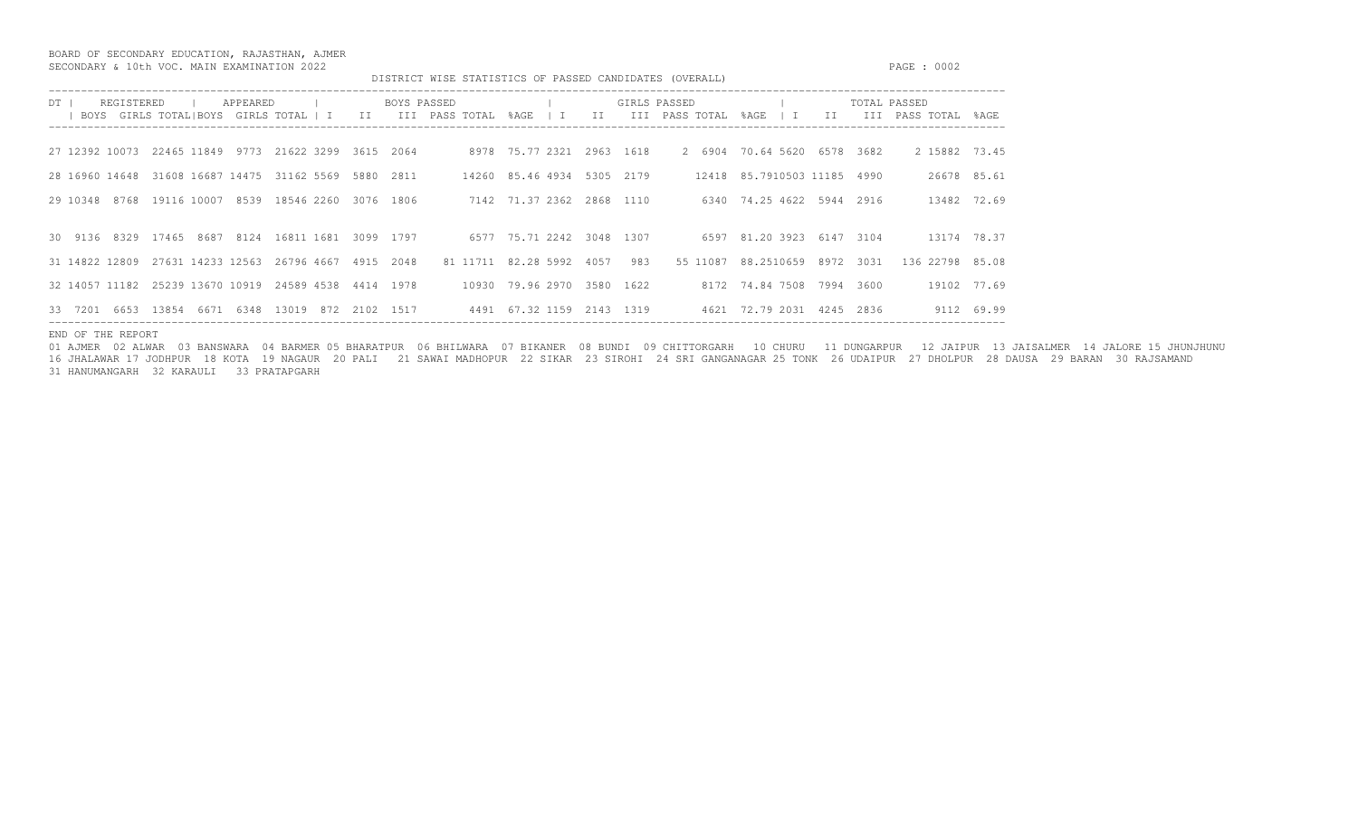BOARD OF SECONDARY EDUCATION, RAJASTHAN, AJMER
SECONDARY & 10th VOC. MAIN EXAMINATION 2022

DISTRICT WISE STATISTICS OF PASSED CANDIDATES (OVERALL)

| DT | REGISTERED | | | APPEARED | | | BOYS PASSED | | | | | | GIRLS PASSED | | | | | | TOTAL PASSED | | | | | |
|---|---|---|---|---|---|---|---|---|---|---|---|---|---|---|---|---|---|---|---|---|---|---|---|---|
| | BOYS | GIRLS | TOTAL | BOYS | GIRLS | TOTAL | I | II | III | PASS | TOTAL | %AGE | I | II | III | PASS | TOTAL | %AGE | I | II | III | PASS | TOTAL | %AGE |
| 27 | 12392 | 10073 | 22465 | 11849 | 9773 | 21622 | 3299 | 3615 | 2064 | | 8978 | 75.77 | 2321 | 2963 | 1618 | 2 | 6904 | 70.64 | 5620 | 6578 | 3682 | 2 | 15882 | 73.45 |
| 28 | 16960 | 14648 | 31608 | 16687 | 14475 | 31162 | 5569 | 5880 | 2811 | | 14260 | 85.46 | 4934 | 5305 | 2179 | | 12418 | 85.79 | 10503 | 11185 | 4990 | | 26678 | 85.61 |
| 29 | 10348 | 8768 | 19116 | 10007 | 8539 | 18546 | 2260 | 3076 | 1806 | | 7142 | 71.37 | 2362 | 2868 | 1110 | | 6340 | 74.25 | 4622 | 5944 | 2916 | | 13482 | 72.69 |
| 30 | 9136 | 8329 | 17465 | 8687 | 8124 | 16811 | 1681 | 3099 | 1797 | | 6577 | 75.71 | 2242 | 3048 | 1307 | | 6597 | 81.20 | 3923 | 6147 | 3104 | | 13174 | 78.37 |
| 31 | 14822 | 12809 | 27631 | 14233 | 12563 | 26796 | 4667 | 4915 | 2048 | 81 | 11711 | 82.28 | 5992 | 4057 | 983 | 55 | 11087 | 88.25 | 10659 | 8972 | 3031 | 136 | 22798 | 85.08 |
| 32 | 14057 | 11182 | 25239 | 13670 | 10919 | 24589 | 4538 | 4414 | 1978 | | 10930 | 79.96 | 2970 | 3580 | 1622 | | 8172 | 74.84 | 7508 | 7994 | 3600 | | 19102 | 77.69 |
| 33 | 7201 | 6653 | 13854 | 6671 | 6348 | 13019 | 872 | 2102 | 1517 | | 4491 | 67.32 | 1159 | 2143 | 1319 | | 4621 | 72.79 | 2031 | 4245 | 2836 | | 9112 | 69.99 |

END OF THE REPORT

01 AJMER 02 ALWAR 03 BANSWARA 04 BARMER 05 BHARATPUR 06 BHILWARA 07 BIKANER 08 BUNDI 09 CHITTORGARH 10 CHURU 11 DUNGARPUR 12 JAIPUR 13 JAISALMER 14 JALORE 15 JHUNJHUNU 16 JHALAWAR 17 JODHPUR 18 KOTA 19 NAGAUR 20 PALI 21 SAWAI MADHOPUR 22 SIKAR 23 SIROHI 24 SRI GANGANAGAR 25 TONK 26 UDAIPUR 27 DHOLPUR 28 DAUSA 29 BARAN 30 RAJSAMAND 31 HANUMANGARH 32 KARAULI 33 PRATAPGARH